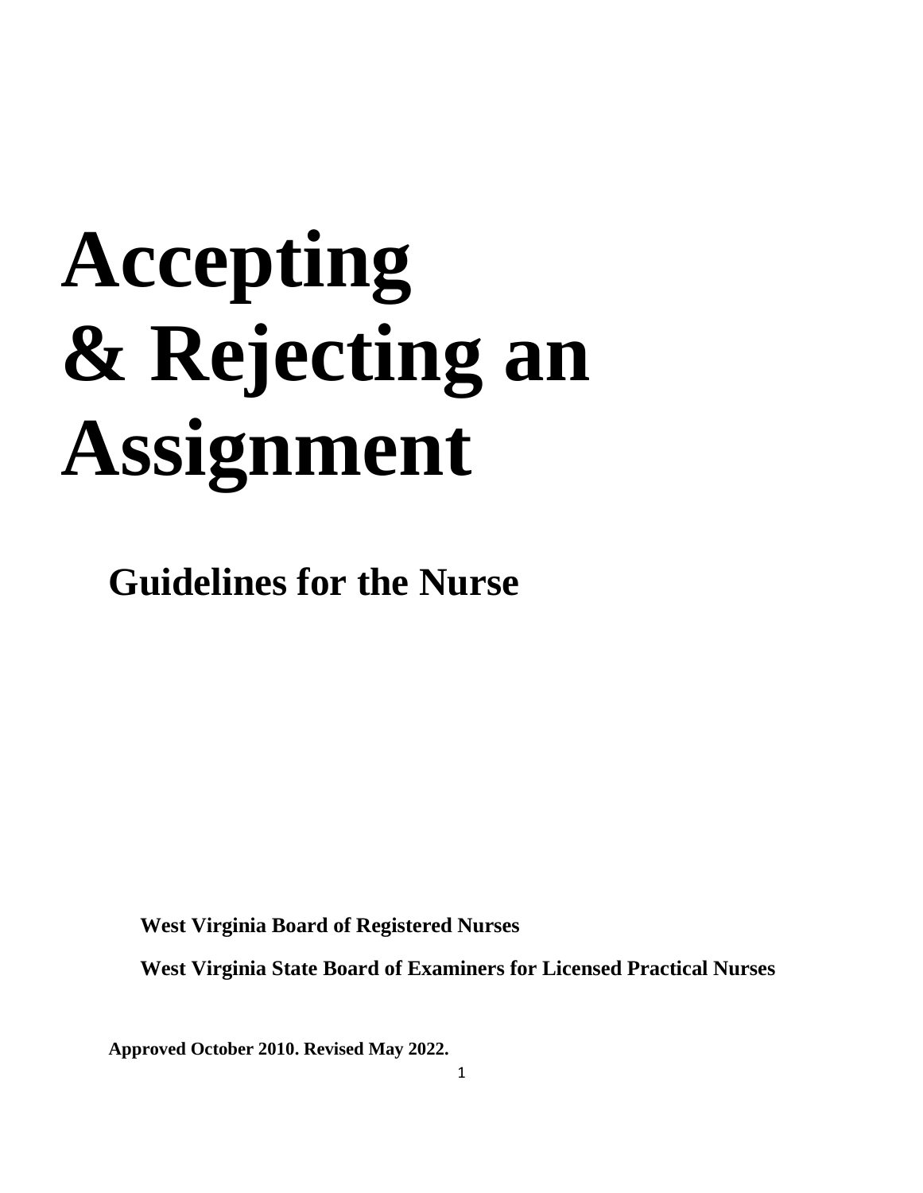# Accepting & Rejecting an Assignment

## Guidelines for the Nurse

**West Virginia Board of Registered Nurses**

**West Virginia State Board of Examiners for Licensed Practical Nurses**

**Approved October 2010. Revised May 2022.**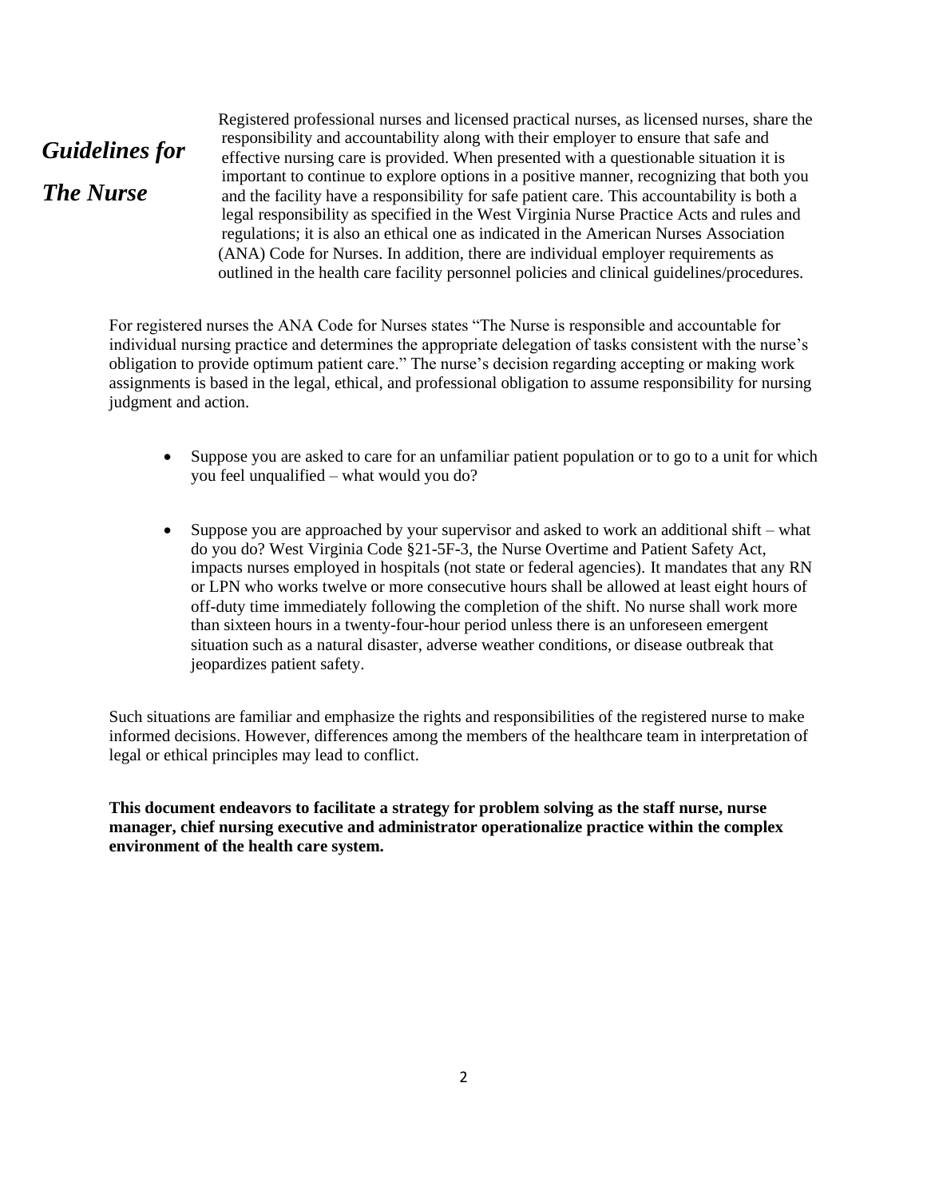## *Guidelines for The Nurse*

Registered professional nurses and licensed practical nurses, as licensed nurses, share the responsibility and accountability along with their employer to ensure that safe and effective nursing care is provided. When presented with a questionable situation it is important to continue to explore options in a positive manner, recognizing that both you and the facility have a responsibility for safe patient care. This accountability is both a legal responsibility as specified in the West Virginia Nurse Practice Acts and rules and regulations; it is also an ethical one as indicated in the American Nurses Association (ANA) Code for Nurses. In addition, there are individual employer requirements as outlined in the health care facility personnel policies and clinical guidelines/procedures.

For registered nurses the ANA Code for Nurses states "The Nurse is responsible and accountable for individual nursing practice and determines the appropriate delegation of tasks consistent with the nurse's obligation to provide optimum patient care." The nurse's decision regarding accepting or making work assignments is based in the legal, ethical, and professional obligation to assume responsibility for nursing judgment and action.

- Suppose you are asked to care for an unfamiliar patient population or to go to a unit for which you feel unqualified – what would you do?

- Suppose you are approached by your supervisor and asked to work an additional shift – what do you do? West Virginia Code §21-5F-3, the Nurse Overtime and Patient Safety Act, impacts nurses employed in hospitals (not state or federal agencies). It mandates that any RN or LPN who works twelve or more consecutive hours shall be allowed at least eight hours of off-duty time immediately following the completion of the shift. No nurse shall work more than sixteen hours in a twenty-four-hour period unless there is an unforeseen emergent situation such as a natural disaster, adverse weather conditions, or disease outbreak that jeopardizes patient safety.

Such situations are familiar and emphasize the rights and responsibilities of the registered nurse to make informed decisions. However, differences among the members of the healthcare team in interpretation of legal or ethical principles may lead to conflict.

**This document endeavors to facilitate a strategy for problem solving as the staff nurse, nurse manager, chief nursing executive and administrator operationalize practice within the complex environment of the health care system.**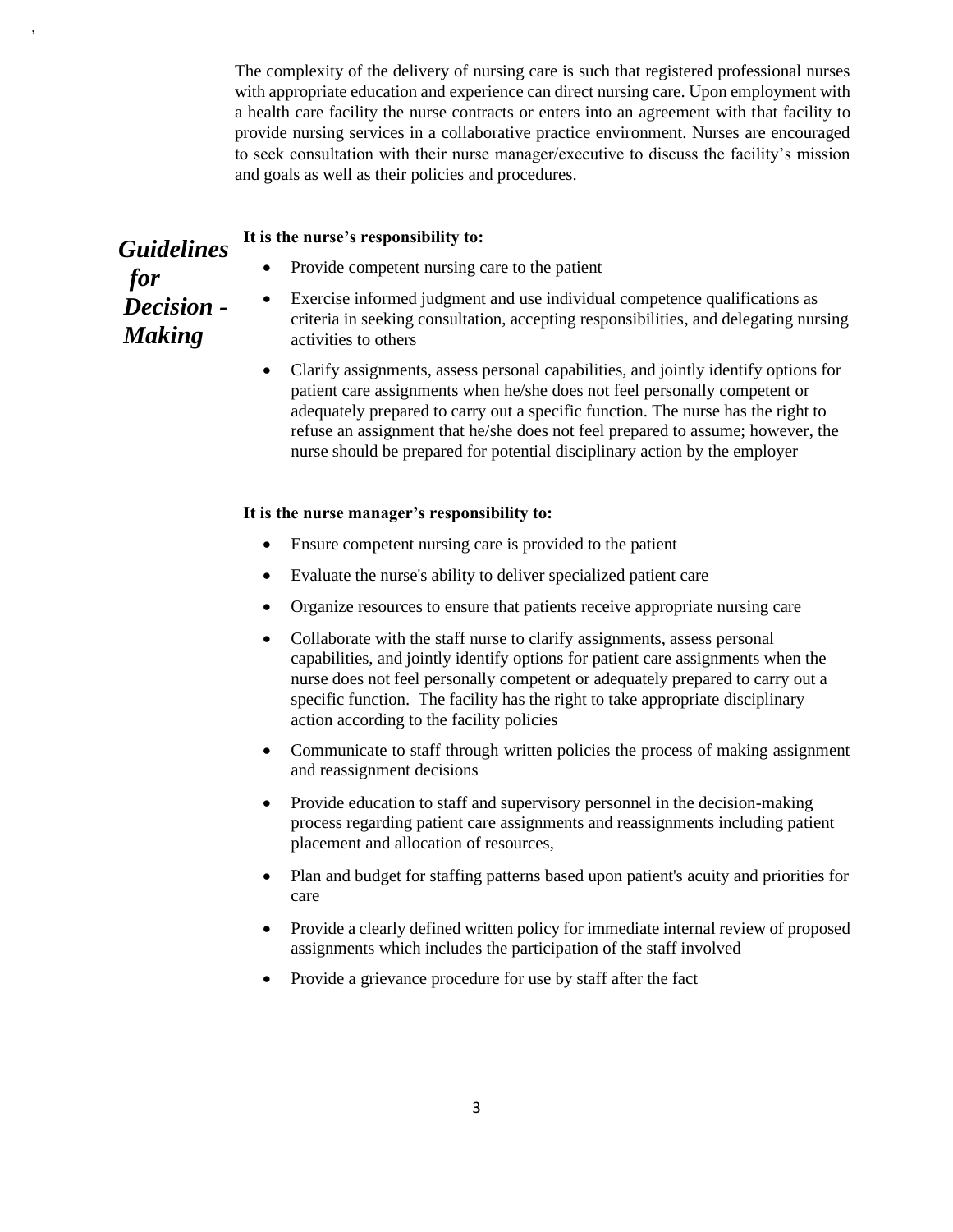The complexity of the delivery of nursing care is such that registered professional nurses with appropriate education and experience can direct nursing care. Upon employment with a health care facility the nurse contracts or enters into an agreement with that facility to provide nursing services in a collaborative practice environment. Nurses are encouraged to seek consultation with their nurse manager/executive to discuss the facility's mission and goals as well as their policies and procedures.

## *Guidelines for Decision - Making*

**It is the nurse's responsibility to:**

- Provide competent nursing care to the patient
- Exercise informed judgment and use individual competence qualifications as criteria in seeking consultation, accepting responsibilities, and delegating nursing activities to others
- Clarify assignments, assess personal capabilities, and jointly identify options for patient care assignments when he/she does not feel personally competent or adequately prepared to carry out a specific function. The nurse has the right to refuse an assignment that he/she does not feel prepared to assume; however, the nurse should be prepared for potential disciplinary action by the employer

**It is the nurse manager's responsibility to:**

- Ensure competent nursing care is provided to the patient
- Evaluate the nurse's ability to deliver specialized patient care
- Organize resources to ensure that patients receive appropriate nursing care
- Collaborate with the staff nurse to clarify assignments, assess personal capabilities, and jointly identify options for patient care assignments when the nurse does not feel personally competent or adequately prepared to carry out a specific function. The facility has the right to take appropriate disciplinary action according to the facility policies
- Communicate to staff through written policies the process of making assignment and reassignment decisions
- Provide education to staff and supervisory personnel in the decision-making process regarding patient care assignments and reassignments including patient placement and allocation of resources,
- Plan and budget for staffing patterns based upon patient's acuity and priorities for care
- Provide a clearly defined written policy for immediate internal review of proposed assignments which includes the participation of the staff involved
- Provide a grievance procedure for use by staff after the fact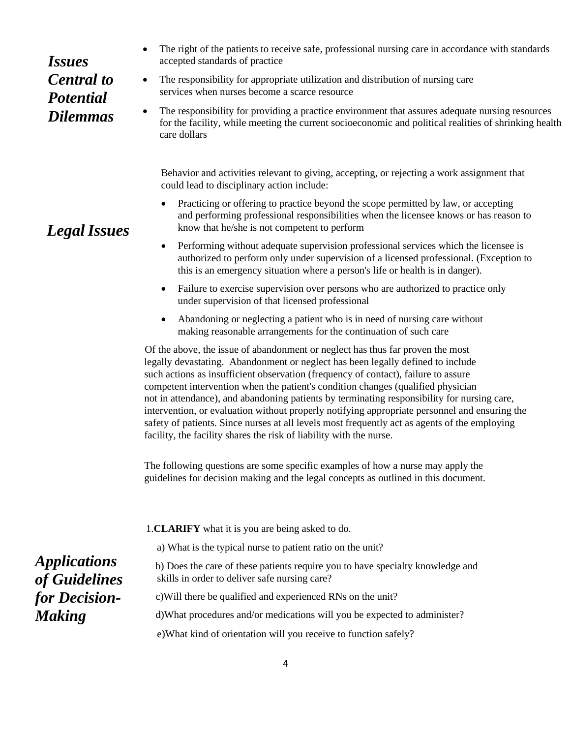## *Issues Central to Potential Dilemmas*

- The right of the patients to receive safe, professional nursing care in accordance with standards accepted standards of practice
- The responsibility for appropriate utilization and distribution of nursing care services when nurses become a scarce resource
- The responsibility for providing a practice environment that assures adequate nursing resources for the facility, while meeting the current socioeconomic and political realities of shrinking health care dollars

## *Legal Issues*

Behavior and activities relevant to giving, accepting, or rejecting a work assignment that could lead to disciplinary action include:

- Practicing or offering to practice beyond the scope permitted by law, or accepting and performing professional responsibilities when the licensee knows or has reason to know that he/she is not competent to perform
- Performing without adequate supervision professional services which the licensee is authorized to perform only under supervision of a licensed professional. (Exception to this is an emergency situation where a person's life or health is in danger).
- Failure to exercise supervision over persons who are authorized to practice only under supervision of that licensed professional
- Abandoning or neglecting a patient who is in need of nursing care without making reasonable arrangements for the continuation of such care

Of the above, the issue of abandonment or neglect has thus far proven the most legally devastating. Abandonment or neglect has been legally defined to include such actions as insufficient observation (frequency of contact), failure to assure competent intervention when the patient's condition changes (qualified physician not in attendance), and abandoning patients by terminating responsibility for nursing care, intervention, or evaluation without properly notifying appropriate personnel and ensuring the safety of patients. Since nurses at all levels most frequently act as agents of the employing facility, the facility shares the risk of liability with the nurse.

The following questions are some specific examples of how a nurse may apply the guidelines for decision making and the legal concepts as outlined in this document.

## *Applications of Guidelines for Decision-Making*

1. **CLARIFY** what it is you are being asked to do.

   a) What is the typical nurse to patient ratio on the unit?

   b) Does the care of these patients require you to have specialty knowledge and skills in order to deliver safe nursing care?

   c) Will there be qualified and experienced RNs on the unit?

   d) What procedures and/or medications will you be expected to administer?

   e) What kind of orientation will you receive to function safely?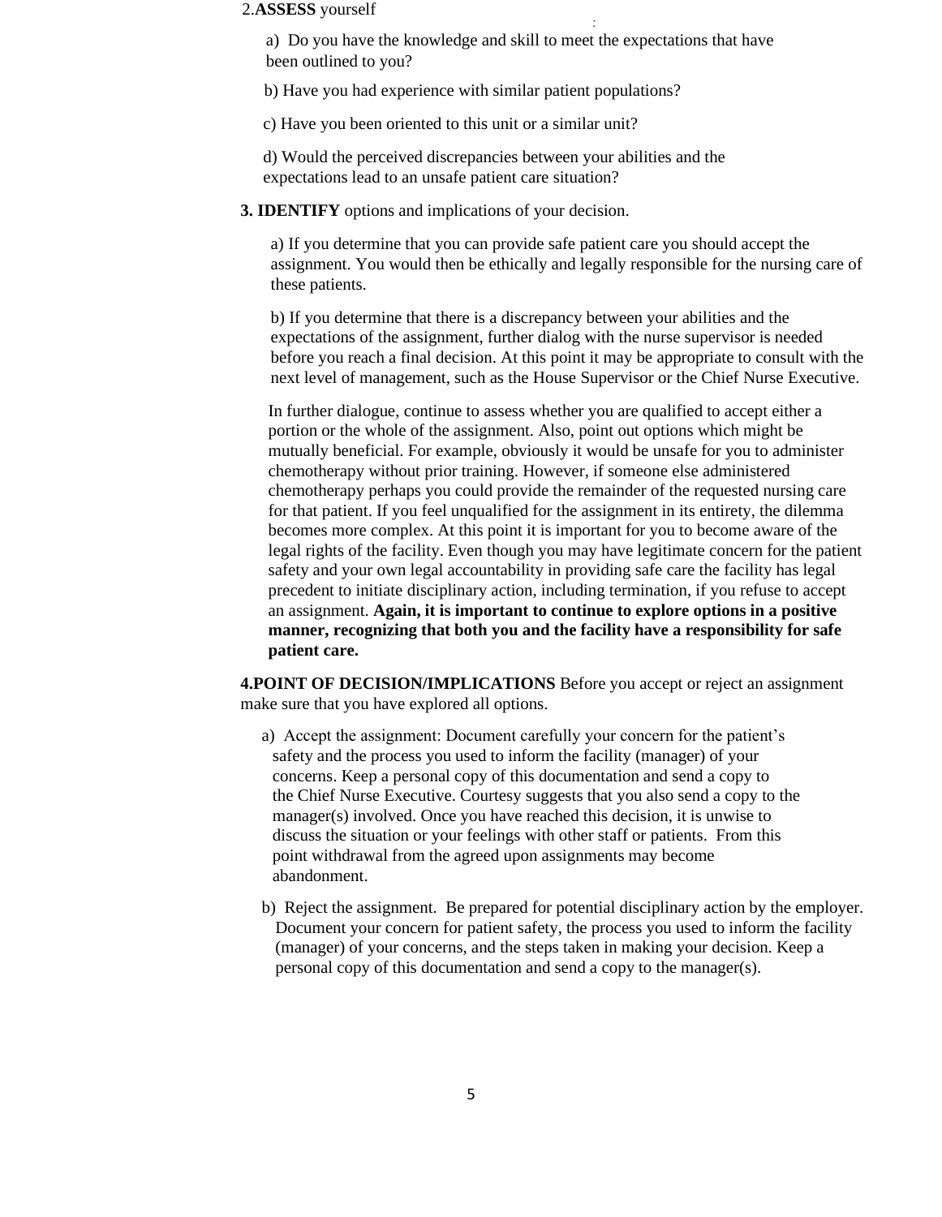2.**ASSESS** yourself

a) Do you have the knowledge and skill to meet the expectations that have been outlined to you?

b) Have you had experience with similar patient populations?

c) Have you been oriented to this unit or a similar unit?

d) Would the perceived discrepancies between your abilities and the expectations lead to an unsafe patient care situation?

**3. IDENTIFY** options and implications of your decision.

a) If you determine that you can provide safe patient care you should accept the assignment. You would then be ethically and legally responsible for the nursing care of these patients.

b) If you determine that there is a discrepancy between your abilities and the expectations of the assignment, further dialog with the nurse supervisor is needed before you reach a final decision. At this point it may be appropriate to consult with the next level of management, such as the House Supervisor or the Chief Nurse Executive.

In further dialogue, continue to assess whether you are qualified to accept either a portion or the whole of the assignment. Also, point out options which might be mutually beneficial. For example, obviously it would be unsafe for you to administer chemotherapy without prior training. However, if someone else administered chemotherapy perhaps you could provide the remainder of the requested nursing care for that patient. If you feel unqualified for the assignment in its entirety, the dilemma becomes more complex. At this point it is important for you to become aware of the legal rights of the facility. Even though you may have legitimate concern for the patient safety and your own legal accountability in providing safe care the facility has legal precedent to initiate disciplinary action, including termination, if you refuse to accept an assignment. **Again, it is important to continue to explore options in a positive manner, recognizing that both you and the facility have a responsibility for safe patient care.**

**4.POINT OF DECISION/IMPLICATIONS** Before you accept or reject an assignment make sure that you have explored all options.

a) Accept the assignment: Document carefully your concern for the patient's safety and the process you used to inform the facility (manager) of your concerns. Keep a personal copy of this documentation and send a copy to the Chief Nurse Executive. Courtesy suggests that you also send a copy to the manager(s) involved. Once you have reached this decision, it is unwise to discuss the situation or your feelings with other staff or patients. From this point withdrawal from the agreed upon assignments may become abandonment.

b) Reject the assignment. Be prepared for potential disciplinary action by the employer. Document your concern for patient safety, the process you used to inform the facility (manager) of your concerns, and the steps taken in making your decision. Keep a personal copy of this documentation and send a copy to the manager(s).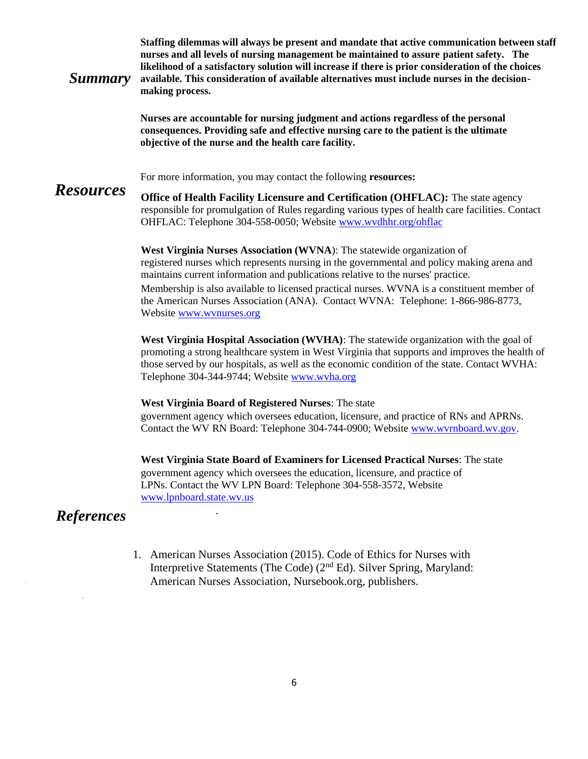## Summary

**Staffing dilemmas will always be present and mandate that active communication between staff nurses and all levels of nursing management be maintained to assure patient safety. The likelihood of a satisfactory solution will increase if there is prior consideration of the choices available. This consideration of available alternatives must include nurses in the decision-making process.**

**Nurses are accountable for nursing judgment and actions regardless of the personal consequences. Providing safe and effective nursing care to the patient is the ultimate objective of the nurse and the health care facility.**

## Resources

For more information, you may contact the following **resources:**

**Office of Health Facility Licensure and Certification (OHFLAC):** The state agency responsible for promulgation of Rules regarding various types of health care facilities. Contact OHFLAC: Telephone 304-558-0050; Website www.wvdhhr.org/ohflac

**West Virginia Nurses Association (WVNA)**: The statewide organization of registered nurses which represents nursing in the governmental and policy making arena and maintains current information and publications relative to the nurses' practice. Membership is also available to licensed practical nurses. WVNA is a constituent member of the American Nurses Association (ANA). Contact WVNA: Telephone: 1-866-986-8773, Website www.wvnurses.org

**West Virginia Hospital Association (WVHA)**: The statewide organization with the goal of promoting a strong healthcare system in West Virginia that supports and improves the health of those served by our hospitals, as well as the economic condition of the state. Contact WVHA: Telephone 304-344-9744; Website www.wvha.org

**West Virginia Board of Registered Nurses**: The state government agency which oversees education, licensure, and practice of RNs and APRNs. Contact the WV RN Board: Telephone 304-744-0900; Website www.wvrnboard.wv.gov.

**West Virginia State Board of Examiners for Licensed Practical Nurses**: The state government agency which oversees the education, licensure, and practice of LPNs. Contact the WV LPN Board: Telephone 304-558-3572, Website www.lpnboard.state.wv.us

## References

1. American Nurses Association (2015). Code of Ethics for Nurses with Interpretive Statements (The Code) (2nd Ed). Silver Spring, Maryland: American Nurses Association, Nursebook.org, publishers.